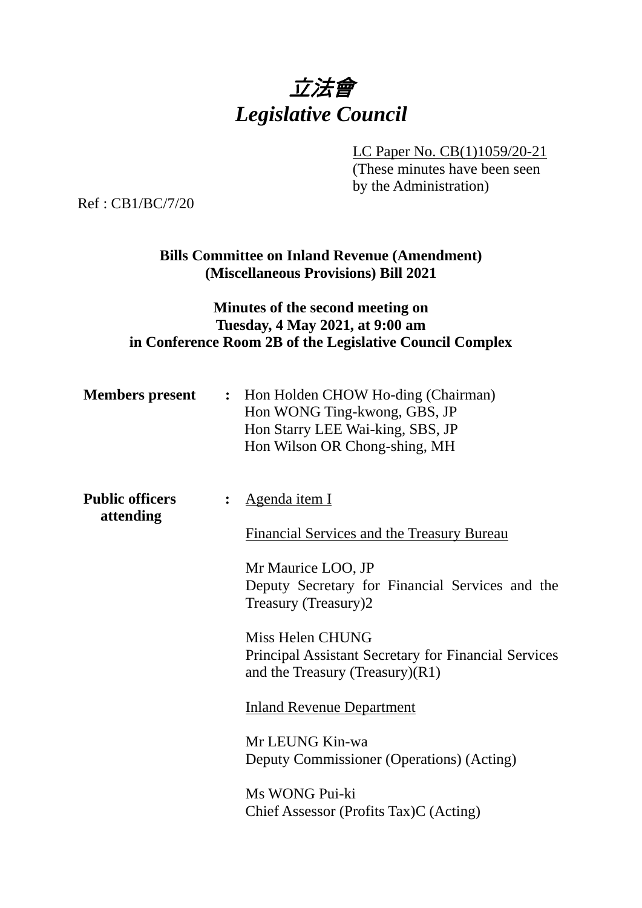# *立法會*
# *Legislative Council*

LC Paper No. CB(1)1059/20-21
(These minutes have been seen by the Administration)

Ref : CB1/BC/7/20

**Bills Committee on Inland Revenue (Amendment) (Miscellaneous Provisions) Bill 2021**

**Minutes of the second meeting on Tuesday, 4 May 2021, at 9:00 am in Conference Room 2B of the Legislative Council Complex**

**Members present** : Hon Holden CHOW Ho-ding (Chairman)
Hon WONG Ting-kwong, GBS, JP
Hon Starry LEE Wai-king, SBS, JP
Hon Wilson OR Chong-shing, MH

**Public officers attending** : Agenda item I

Financial Services and the Treasury Bureau

Mr Maurice LOO, JP
Deputy Secretary for Financial Services and the Treasury (Treasury)2

Miss Helen CHUNG
Principal Assistant Secretary for Financial Services and the Treasury (Treasury)(R1)

Inland Revenue Department

Mr LEUNG Kin-wa
Deputy Commissioner (Operations) (Acting)

Ms WONG Pui-ki
Chief Assessor (Profits Tax)C (Acting)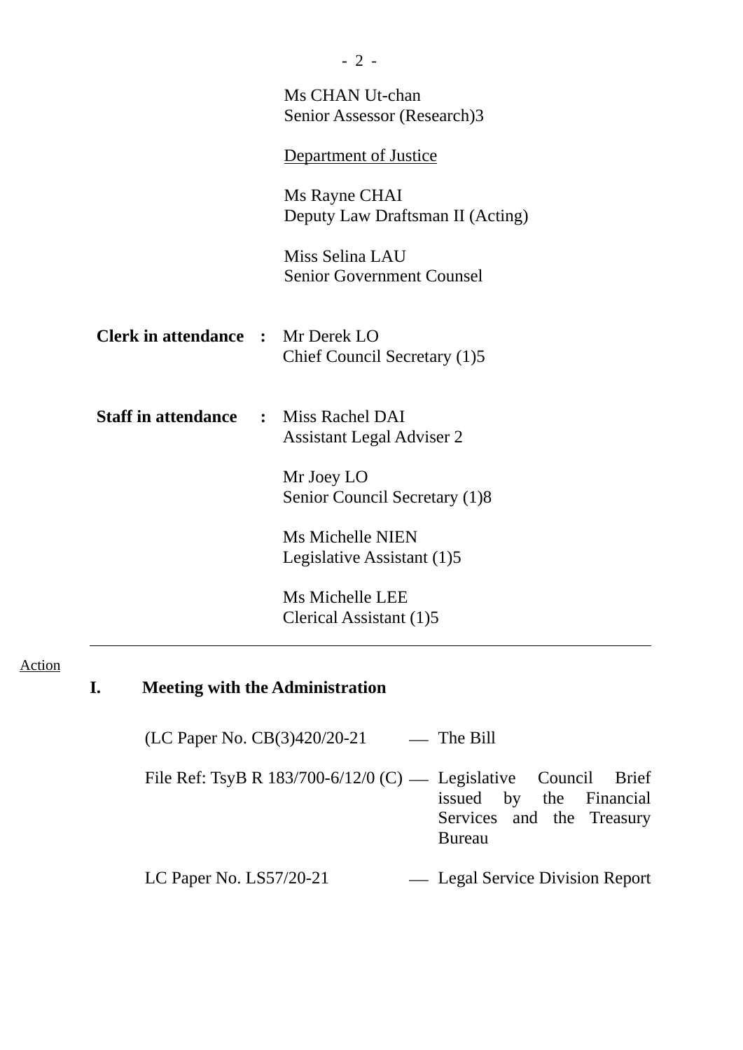Ms CHAN Ut-chan
Senior Assessor (Research)3

Department of Justice

Ms Rayne CHAI
Deputy Law Draftsman II (Acting)

Miss Selina LAU
Senior Government Counsel

**Clerk in attendance :** Mr Derek LO
Chief Council Secretary (1)5

**Staff in attendance :** Miss Rachel DAI
Assistant Legal Adviser 2

Mr Joey LO
Senior Council Secretary (1)8

Ms Michelle NIEN
Legislative Assistant (1)5

Ms Michelle LEE
Clerical Assistant (1)5

---

Action

## I. Meeting with the Administration

(LC Paper No. CB(3)420/20-21 — The Bill

File Ref: TsyB R 183/700-6/12/0 (C) — Legislative Council Brief issued by the Financial Services and the Treasury Bureau

LC Paper No. LS57/20-21 — Legal Service Division Report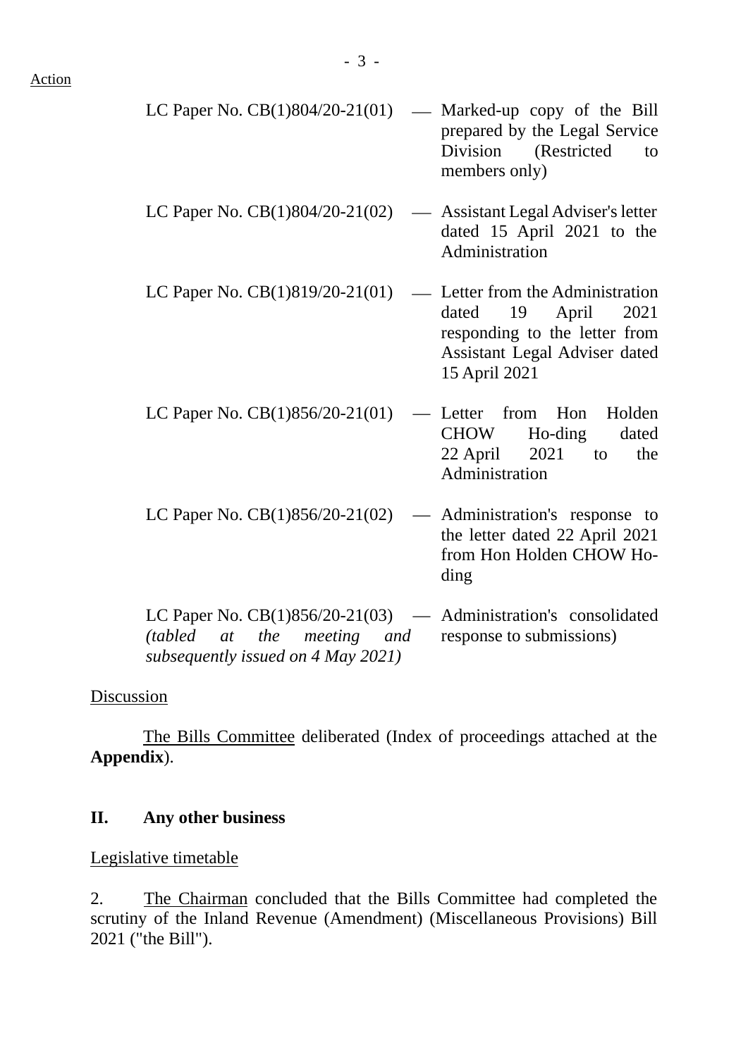Action

| | | |
|---|---|---|
| LC Paper No. CB(1)804/20-21(01) | — | Marked-up copy of the Bill prepared by the Legal Service Division (Restricted to members only) |
| LC Paper No. CB(1)804/20-21(02) | — | Assistant Legal Adviser's letter dated 15 April 2021 to the Administration |
| LC Paper No. CB(1)819/20-21(01) | — | Letter from the Administration dated 19 April 2021 responding to the letter from Assistant Legal Adviser dated 15 April 2021 |
| LC Paper No. CB(1)856/20-21(01) | — | Letter from Hon Holden CHOW Ho-ding dated 22 April 2021 to the Administration |
| LC Paper No. CB(1)856/20-21(02) | — | Administration's response to the letter dated 22 April 2021 from Hon Holden CHOW Ho-ding |
| LC Paper No. CB(1)856/20-21(03) *(tabled at the meeting and subsequently issued on 4 May 2021)* | — | Administration's consolidated response to submissions) |

Discussion

The Bills Committee deliberated (Index of proceedings attached at the **Appendix**).

## II. Any other business

Legislative timetable

2. The Chairman concluded that the Bills Committee had completed the scrutiny of the Inland Revenue (Amendment) (Miscellaneous Provisions) Bill 2021 ("the Bill").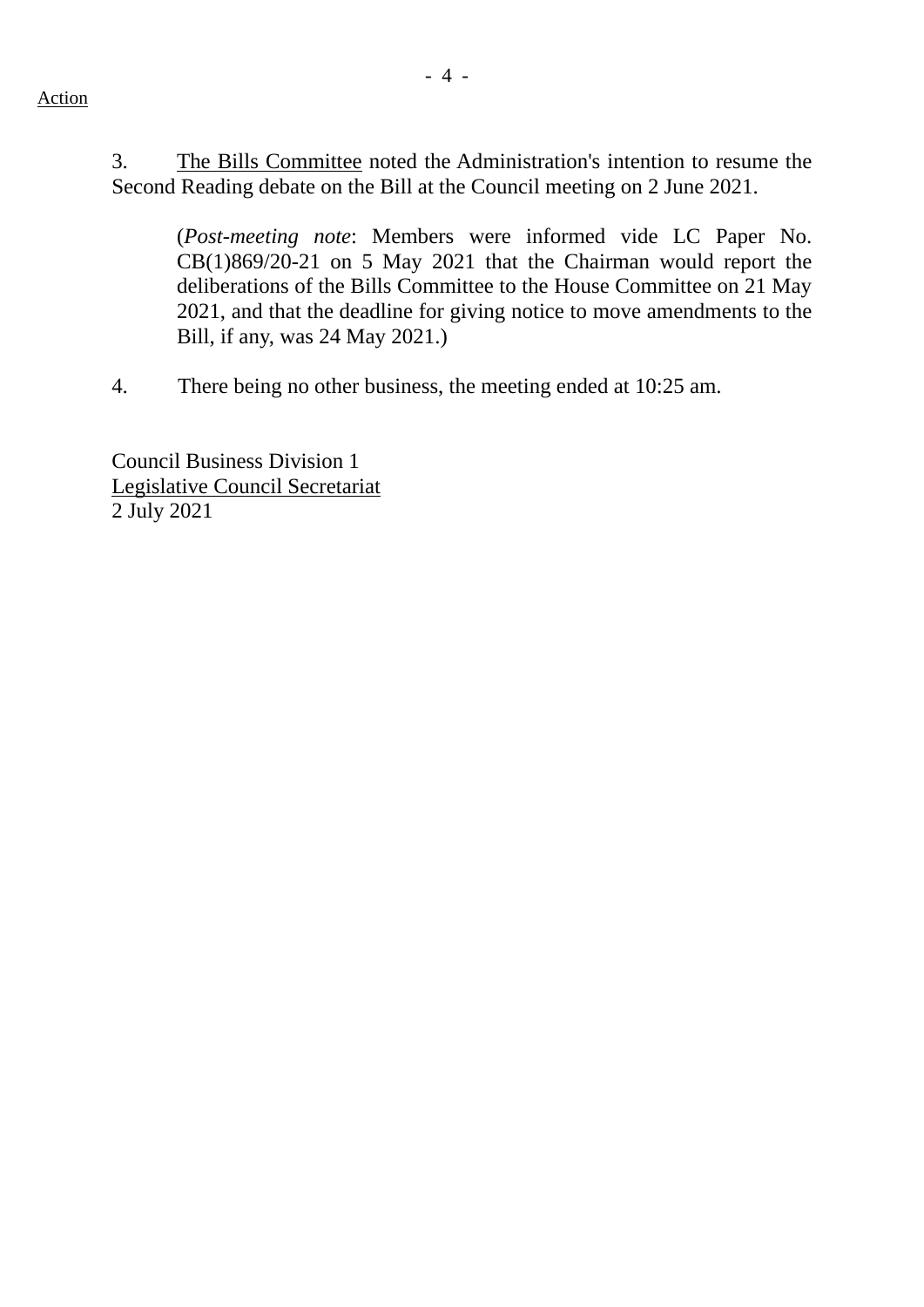Action

3. The Bills Committee noted the Administration's intention to resume the Second Reading debate on the Bill at the Council meeting on 2 June 2021.

> (*Post-meeting note*: Members were informed vide LC Paper No. CB(1)869/20-21 on 5 May 2021 that the Chairman would report the deliberations of the Bills Committee to the House Committee on 21 May 2021, and that the deadline for giving notice to move amendments to the Bill, if any, was 24 May 2021.)

4. There being no other business, the meeting ended at 10:25 am.

Council Business Division 1
Legislative Council Secretariat
2 July 2021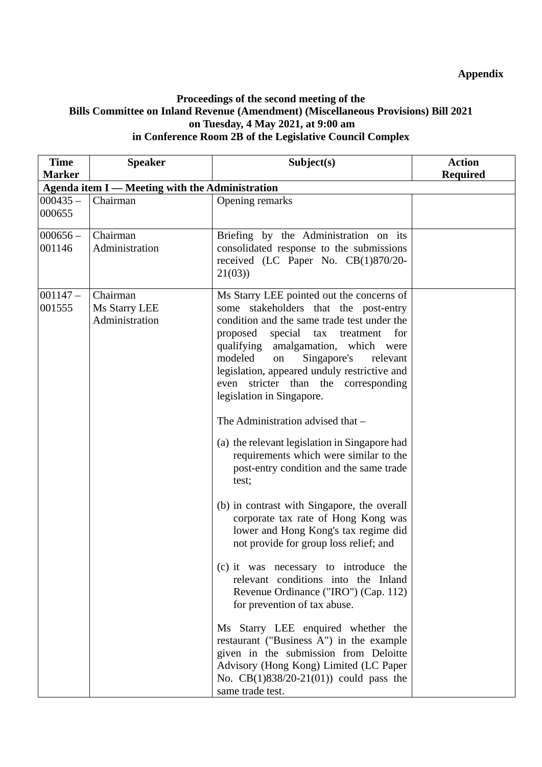**Appendix**

**Proceedings of the second meeting of the Bills Committee on Inland Revenue (Amendment) (Miscellaneous Provisions) Bill 2021 on Tuesday, 4 May 2021, at 9:00 am in Conference Room 2B of the Legislative Council Complex**

| Time Marker | Speaker | Subject(s) | Action Required |
|---|---|---|---|
| **Agenda item I — Meeting with the Administration** | | | |
| 000435 – 000655 | Chairman | Opening remarks | |
| 000656 – 001146 | Chairman<br>Administration | Briefing by the Administration on its consolidated response to the submissions received (LC Paper No. CB(1)870/20-21(03)) | |
| 001147 – 001555 | Chairman<br>Ms Starry LEE<br>Administration | Ms Starry LEE pointed out the concerns of some stakeholders that the post-entry condition and the same trade test under the proposed special tax treatment for qualifying amalgamation, which were modeled on Singapore's relevant legislation, appeared unduly restrictive and even stricter than the corresponding legislation in Singapore.<br><br>The Administration advised that –<br><br>(a) the relevant legislation in Singapore had requirements which were similar to the post-entry condition and the same trade test;<br><br>(b) in contrast with Singapore, the overall corporate tax rate of Hong Kong was lower and Hong Kong's tax regime did not provide for group loss relief; and<br><br>(c) it was necessary to introduce the relevant conditions into the Inland Revenue Ordinance ("IRO") (Cap. 112) for prevention of tax abuse.<br><br>Ms Starry LEE enquired whether the restaurant ("Business A") in the example given in the submission from Deloitte Advisory (Hong Kong) Limited (LC Paper No. CB(1)838/20-21(01)) could pass the same trade test. | |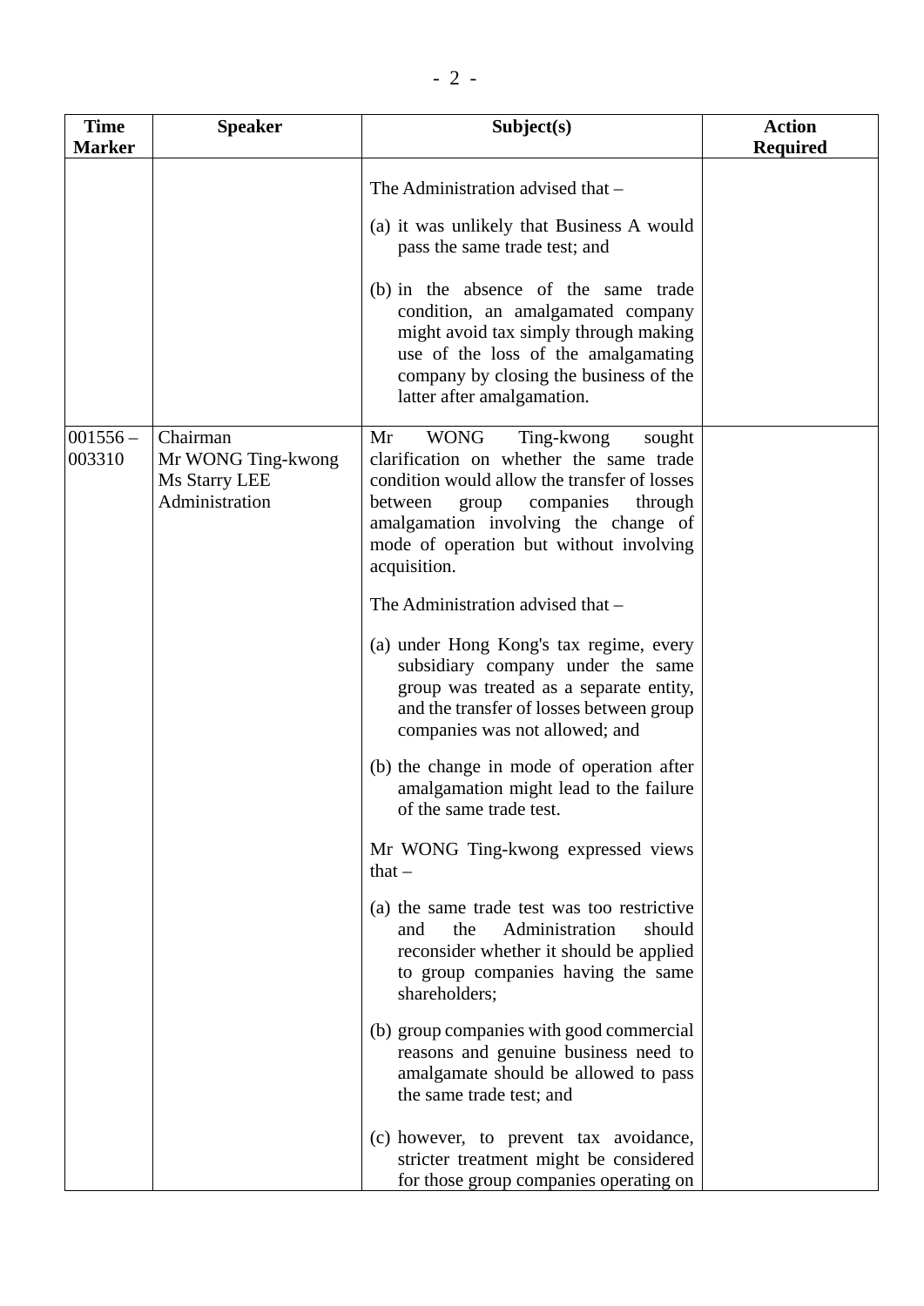| Time Marker | Speaker | Subject(s) | Action Required |
|---|---|---|---|
| | | The Administration advised that –<br><br>(a) it was unlikely that Business A would pass the same trade test; and<br><br>(b) in the absence of the same trade condition, an amalgamated company might avoid tax simply through making use of the loss of the amalgamating company by closing the business of the latter after amalgamation. | |
| 001556 – 003310 | Chairman<br>Mr WONG Ting-kwong<br>Ms Starry LEE<br>Administration | Mr WONG Ting-kwong sought clarification on whether the same trade condition would allow the transfer of losses between group companies through amalgamation involving the change of mode of operation but without involving acquisition.<br><br>The Administration advised that –<br><br>(a) under Hong Kong's tax regime, every subsidiary company under the same group was treated as a separate entity, and the transfer of losses between group companies was not allowed; and<br><br>(b) the change in mode of operation after amalgamation might lead to the failure of the same trade test.<br><br>Mr WONG Ting-kwong expressed views that –<br><br>(a) the same trade test was too restrictive and the Administration should reconsider whether it should be applied to group companies having the same shareholders;<br><br>(b) group companies with good commercial reasons and genuine business need to amalgamate should be allowed to pass the same trade test; and<br><br>(c) however, to prevent tax avoidance, stricter treatment might be considered for those group companies operating on | |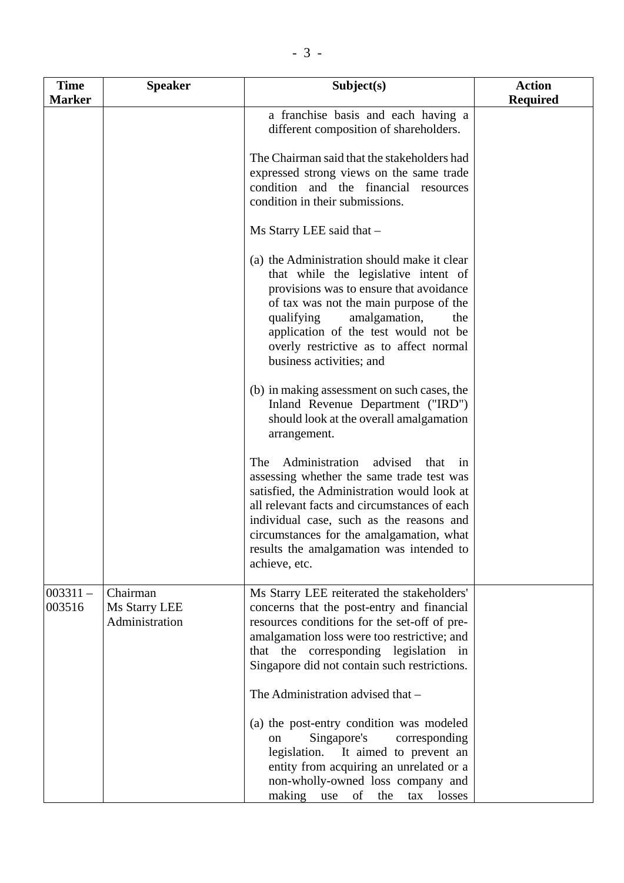| Time Marker | Speaker | Subject(s) | Action Required |
|---|---|---|---|
| | | a franchise basis and each having a different composition of shareholders.<br><br>The Chairman said that the stakeholders had expressed strong views on the same trade condition and the financial resources condition in their submissions.<br><br>Ms Starry LEE said that –<br><br>(a) the Administration should make it clear that while the legislative intent of provisions was to ensure that avoidance of tax was not the main purpose of the qualifying amalgamation, the application of the test would not be overly restrictive as to affect normal business activities; and<br><br>(b) in making assessment on such cases, the Inland Revenue Department ("IRD") should look at the overall amalgamation arrangement.<br><br>The Administration advised that in assessing whether the same trade test was satisfied, the Administration would look at all relevant facts and circumstances of each individual case, such as the reasons and circumstances for the amalgamation, what results the amalgamation was intended to achieve, etc. | |
| 003311 – 003516 | Chairman<br>Ms Starry LEE<br>Administration | Ms Starry LEE reiterated the stakeholders' concerns that the post-entry and financial resources conditions for the set-off of pre-amalgamation loss were too restrictive; and that the corresponding legislation in Singapore did not contain such restrictions.<br><br>The Administration advised that –<br><br>(a) the post-entry condition was modeled on Singapore's corresponding legislation. It aimed to prevent an entity from acquiring an unrelated or a non-wholly-owned loss company and making use of the tax losses | |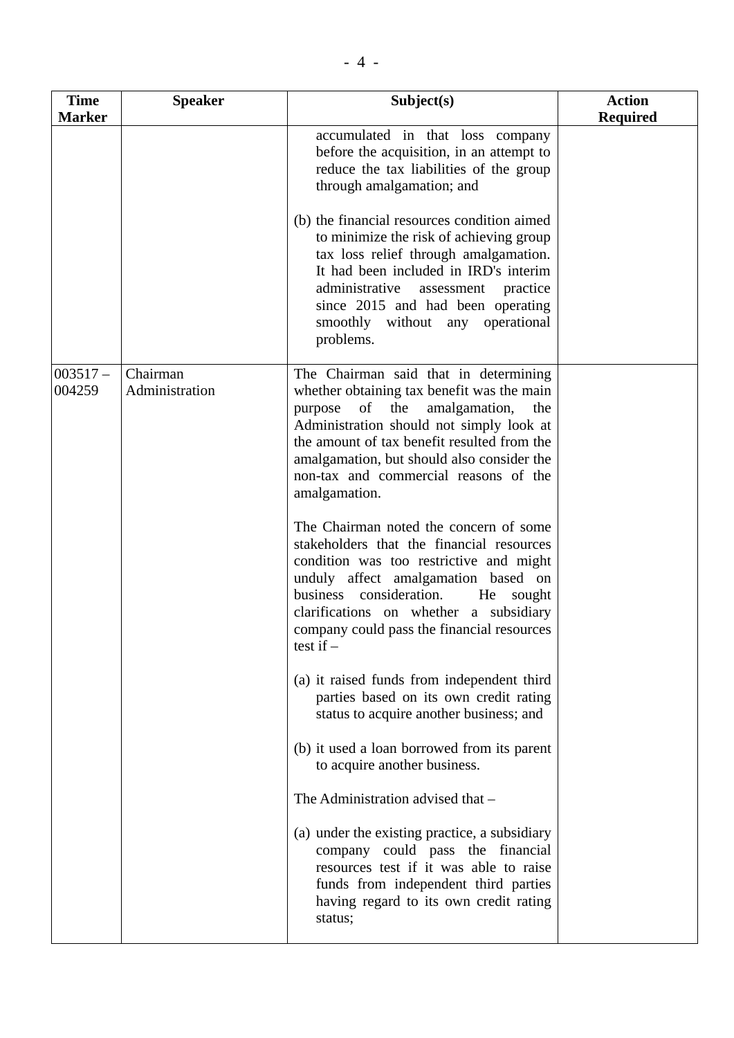| Time Marker | Speaker | Subject(s) | Action Required |
|---|---|---|---|
| | | accumulated in that loss company before the acquisition, in an attempt to reduce the tax liabilities of the group through amalgamation; and<br><br>(b) the financial resources condition aimed to minimize the risk of achieving group tax loss relief through amalgamation. It had been included in IRD's interim administrative assessment practice since 2015 and had been operating smoothly without any operational problems. | |
| 003517 – 004259 | Chairman<br>Administration | The Chairman said that in determining whether obtaining tax benefit was the main purpose of the amalgamation, the Administration should not simply look at the amount of tax benefit resulted from the amalgamation, but should also consider the non-tax and commercial reasons of the amalgamation.<br><br>The Chairman noted the concern of some stakeholders that the financial resources condition was too restrictive and might unduly affect amalgamation based on business consideration. He sought clarifications on whether a subsidiary company could pass the financial resources test if –<br><br>(a) it raised funds from independent third parties based on its own credit rating status to acquire another business; and<br><br>(b) it used a loan borrowed from its parent to acquire another business.<br><br>The Administration advised that –<br><br>(a) under the existing practice, a subsidiary company could pass the financial resources test if it was able to raise funds from independent third parties having regard to its own credit rating status; | |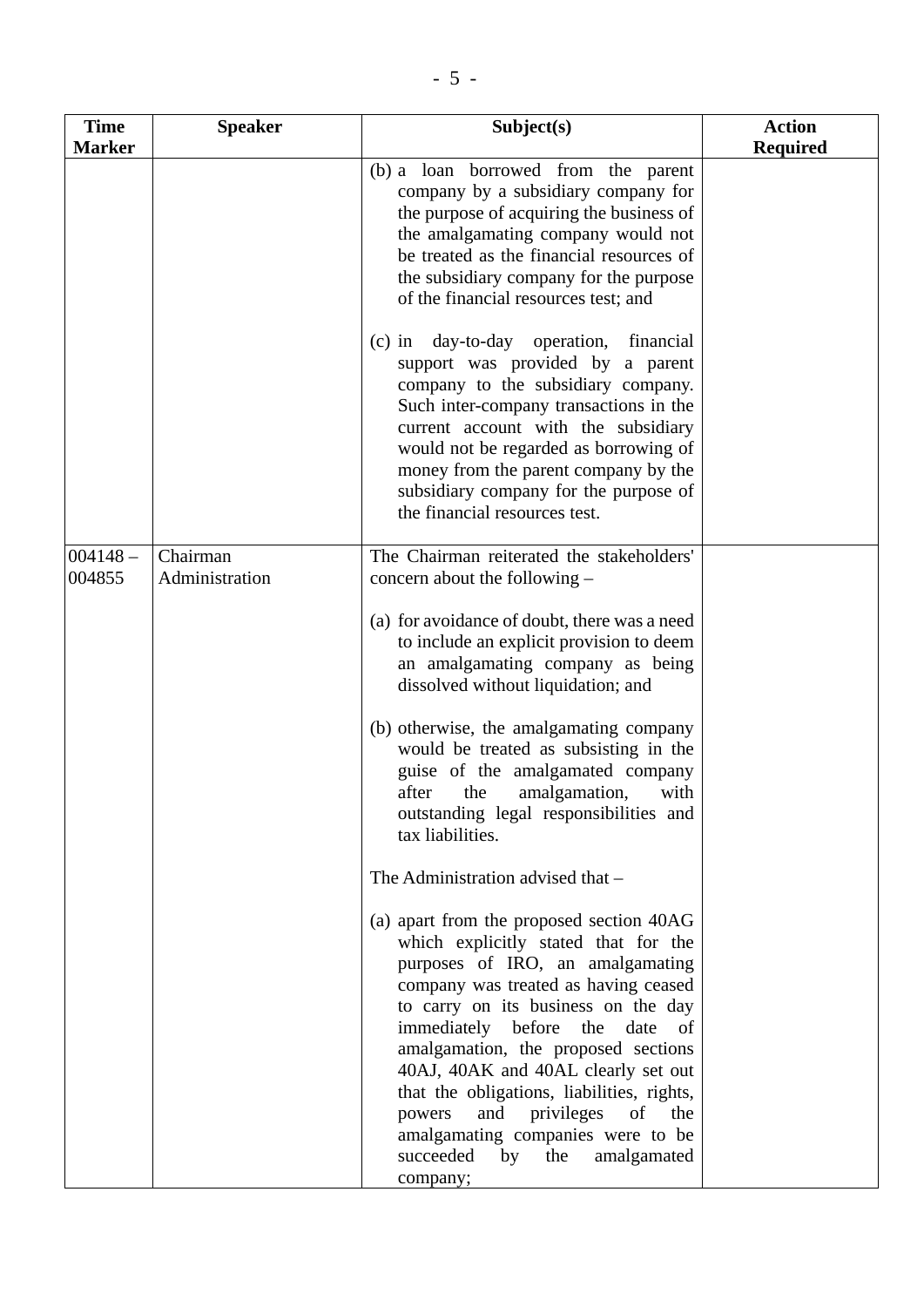| Time Marker | Speaker | Subject(s) | Action Required |
|---|---|---|---|
| | | (b) a loan borrowed from the parent company by a subsidiary company for the purpose of acquiring the business of the amalgamating company would not be treated as the financial resources of the subsidiary company for the purpose of the financial resources test; and<br><br>(c) in day-to-day operation, financial support was provided by a parent company to the subsidiary company. Such inter-company transactions in the current account with the subsidiary would not be regarded as borrowing of money from the parent company by the subsidiary company for the purpose of the financial resources test. | |
| 004148 – 004855 | Chairman<br>Administration | The Chairman reiterated the stakeholders' concern about the following –<br><br>(a) for avoidance of doubt, there was a need to include an explicit provision to deem an amalgamating company as being dissolved without liquidation; and<br><br>(b) otherwise, the amalgamating company would be treated as subsisting in the guise of the amalgamated company after the amalgamation, with outstanding legal responsibilities and tax liabilities.<br><br>The Administration advised that –<br><br>(a) apart from the proposed section 40AG which explicitly stated that for the purposes of IRO, an amalgamating company was treated as having ceased to carry on its business on the day immediately before the date of amalgamation, the proposed sections 40AJ, 40AK and 40AL clearly set out that the obligations, liabilities, rights, powers and privileges of the amalgamating companies were to be succeeded by the amalgamated company; | |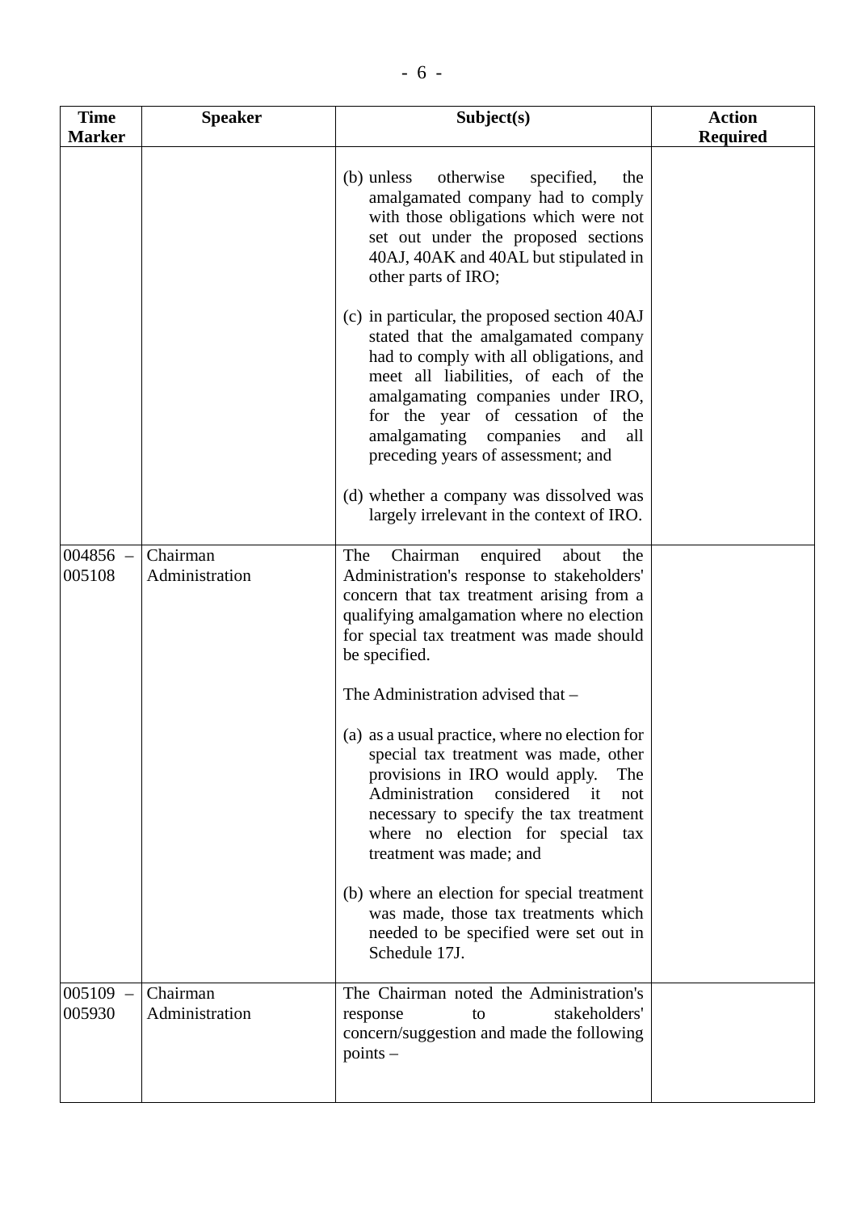| Time Marker | Speaker | Subject(s) | Action Required |
|---|---|---|---|
| | | (b) unless otherwise specified, the amalgamated company had to comply with those obligations which were not set out under the proposed sections 40AJ, 40AK and 40AL but stipulated in other parts of IRO;<br><br>(c) in particular, the proposed section 40AJ stated that the amalgamated company had to comply with all obligations, and meet all liabilities, of each of the amalgamating companies under IRO, for the year of cessation of the amalgamating companies and all preceding years of assessment; and<br><br>(d) whether a company was dissolved was largely irrelevant in the context of IRO. | |
| 004856 – 005108 | Chairman<br>Administration | The Chairman enquired about the Administration's response to stakeholders' concern that tax treatment arising from a qualifying amalgamation where no election for special tax treatment was made should be specified.<br><br>The Administration advised that –<br><br>(a) as a usual practice, where no election for special tax treatment was made, other provisions in IRO would apply. The Administration considered it not necessary to specify the tax treatment where no election for special tax treatment was made; and<br><br>(b) where an election for special treatment was made, those tax treatments which needed to be specified were set out in Schedule 17J. | |
| 005109 – 005930 | Chairman<br>Administration | The Chairman noted the Administration's response to stakeholders' concern/suggestion and made the following points – | |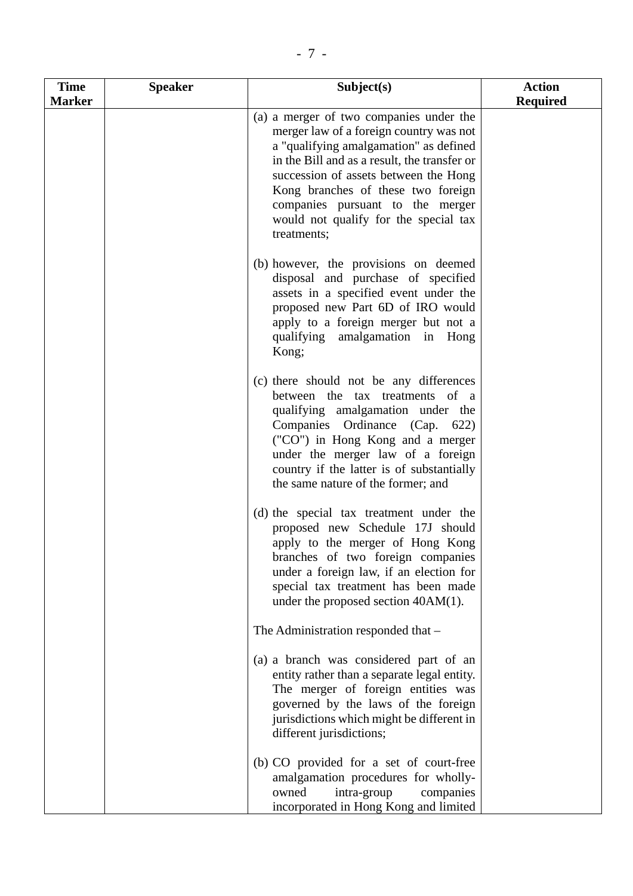| Time Marker | Speaker | Subject(s) | Action Required |
|---|---|---|---|
| | | (a) a merger of two companies under the merger law of a foreign country was not a "qualifying amalgamation" as defined in the Bill and as a result, the transfer or succession of assets between the Hong Kong branches of these two foreign companies pursuant to the merger would not qualify for the special tax treatments;<br><br>(b) however, the provisions on deemed disposal and purchase of specified assets in a specified event under the proposed new Part 6D of IRO would apply to a foreign merger but not a qualifying amalgamation in Hong Kong;<br><br>(c) there should not be any differences between the tax treatments of a qualifying amalgamation under the Companies Ordinance (Cap. 622) ("CO") in Hong Kong and a merger under the merger law of a foreign country if the latter is of substantially the same nature of the former; and<br><br>(d) the special tax treatment under the proposed new Schedule 17J should apply to the merger of Hong Kong branches of two foreign companies under a foreign law, if an election for special tax treatment has been made under the proposed section 40AM(1).<br><br>The Administration responded that –<br><br>(a) a branch was considered part of an entity rather than a separate legal entity. The merger of foreign entities was governed by the laws of the foreign jurisdictions which might be different in different jurisdictions;<br><br>(b) CO provided for a set of court-free amalgamation procedures for wholly-owned intra-group companies incorporated in Hong Kong and limited | |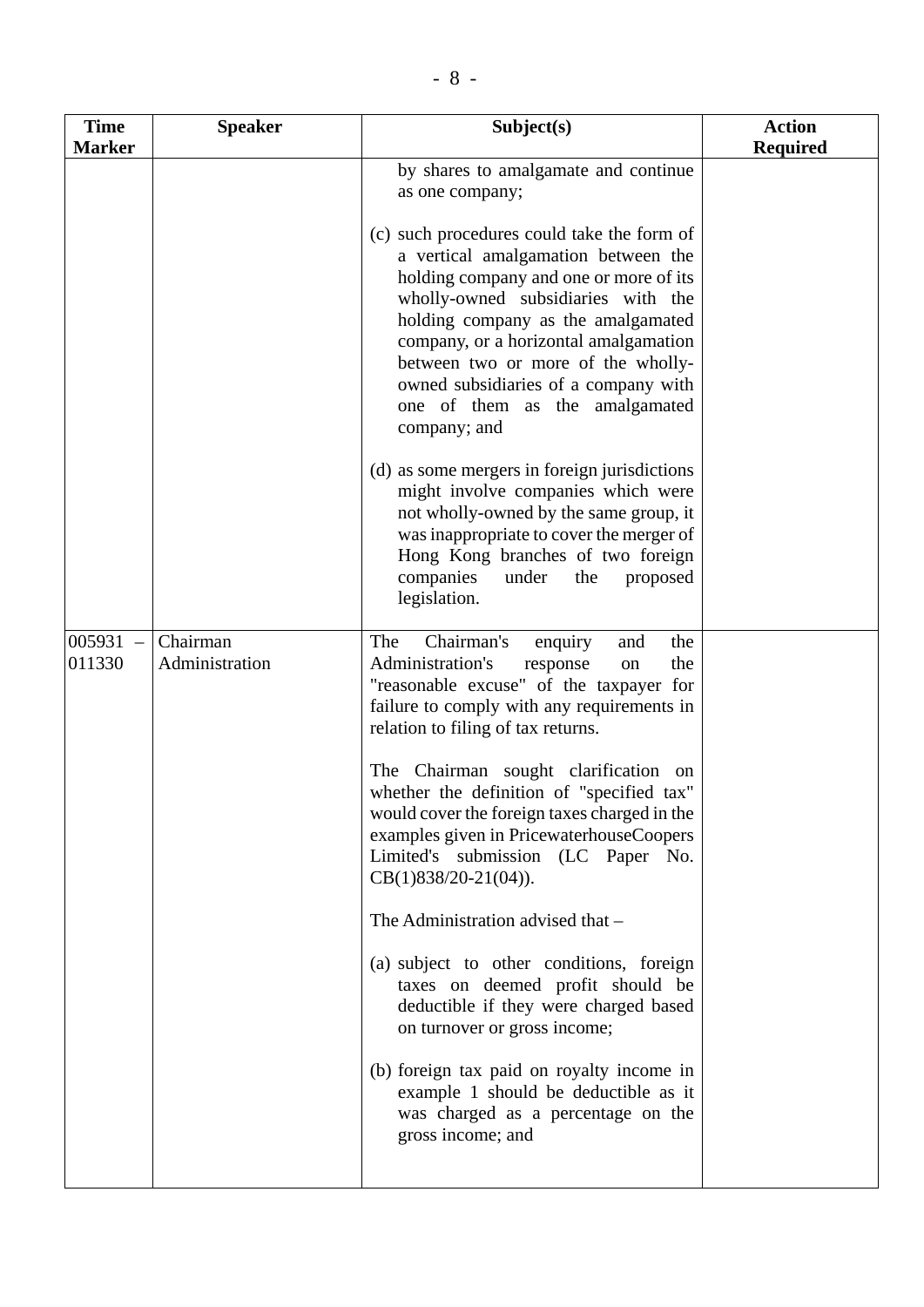| Time Marker | Speaker | Subject(s) | Action Required |
|---|---|---|---|
| | | by shares to amalgamate and continue as one company;<br><br>(c) such procedures could take the form of a vertical amalgamation between the holding company and one or more of its wholly-owned subsidiaries with the holding company as the amalgamated company, or a horizontal amalgamation between two or more of the wholly-owned subsidiaries of a company with one of them as the amalgamated company; and<br><br>(d) as some mergers in foreign jurisdictions might involve companies which were not wholly-owned by the same group, it was inappropriate to cover the merger of Hong Kong branches of two foreign companies under the proposed legislation. | |
| 005931 – 011330 | Chairman<br>Administration | The Chairman's enquiry and the Administration's response on the "reasonable excuse" of the taxpayer for failure to comply with any requirements in relation to filing of tax returns.<br><br>The Chairman sought clarification on whether the definition of "specified tax" would cover the foreign taxes charged in the examples given in PricewaterhouseCoopers Limited's submission (LC Paper No. CB(1)838/20-21(04)).<br><br>The Administration advised that –<br><br>(a) subject to other conditions, foreign taxes on deemed profit should be deductible if they were charged based on turnover or gross income;<br><br>(b) foreign tax paid on royalty income in example 1 should be deductible as it was charged as a percentage on the gross income; and | |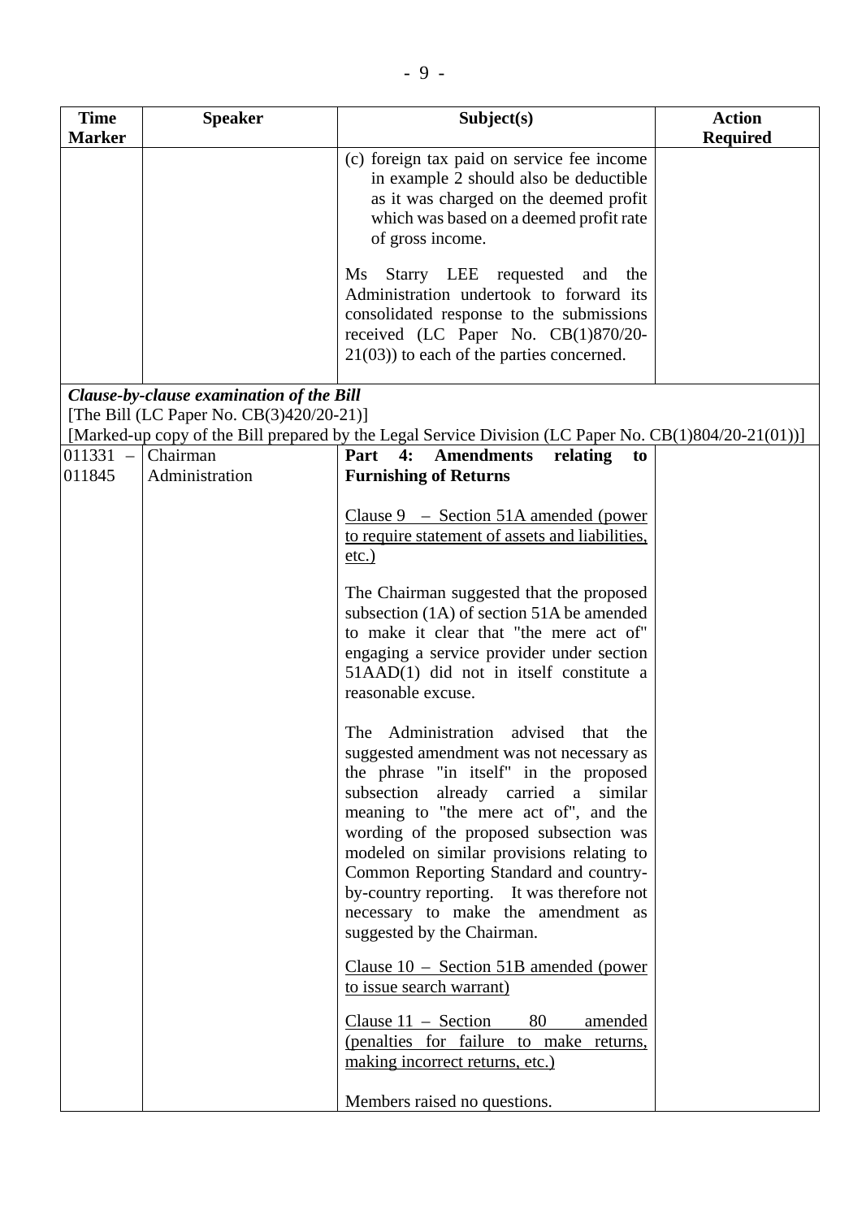| Time Marker | Speaker | Subject(s) | Action Required |
|---|---|---|---|
| | | (c) foreign tax paid on service fee income in example 2 should also be deductible as it was charged on the deemed profit which was based on a deemed profit rate of gross income.<br><br>Ms Starry LEE requested and the Administration undertook to forward its consolidated response to the submissions received (LC Paper No. CB(1)870/20-21(03)) to each of the parties concerned. | |
| ***Clause-by-clause examination of the Bill***<br>[The Bill (LC Paper No. CB(3)420/20-21)]<br>[Marked-up copy of the Bill prepared by the Legal Service Division (LC Paper No. CB(1)804/20-21(01))] | | | |
| 011331 – 011845 | Chairman<br>Administration | **Part 4: Amendments relating to Furnishing of Returns**<br><br><u>Clause 9 – Section 51A amended (power to require statement of assets and liabilities, etc.)</u><br><br>The Chairman suggested that the proposed subsection (1A) of section 51A be amended to make it clear that "the mere act of" engaging a service provider under section 51AAD(1) did not in itself constitute a reasonable excuse.<br><br>The Administration advised that the suggested amendment was not necessary as the phrase "in itself" in the proposed subsection already carried a similar meaning to "the mere act of", and the wording of the proposed subsection was modeled on similar provisions relating to Common Reporting Standard and country-by-country reporting. It was therefore not necessary to make the amendment as suggested by the Chairman.<br><br><u>Clause 10 – Section 51B amended (power to issue search warrant)</u><br><br><u>Clause 11 – Section 80 amended (penalties for failure to make returns, making incorrect returns, etc.)</u><br><br>Members raised no questions. | |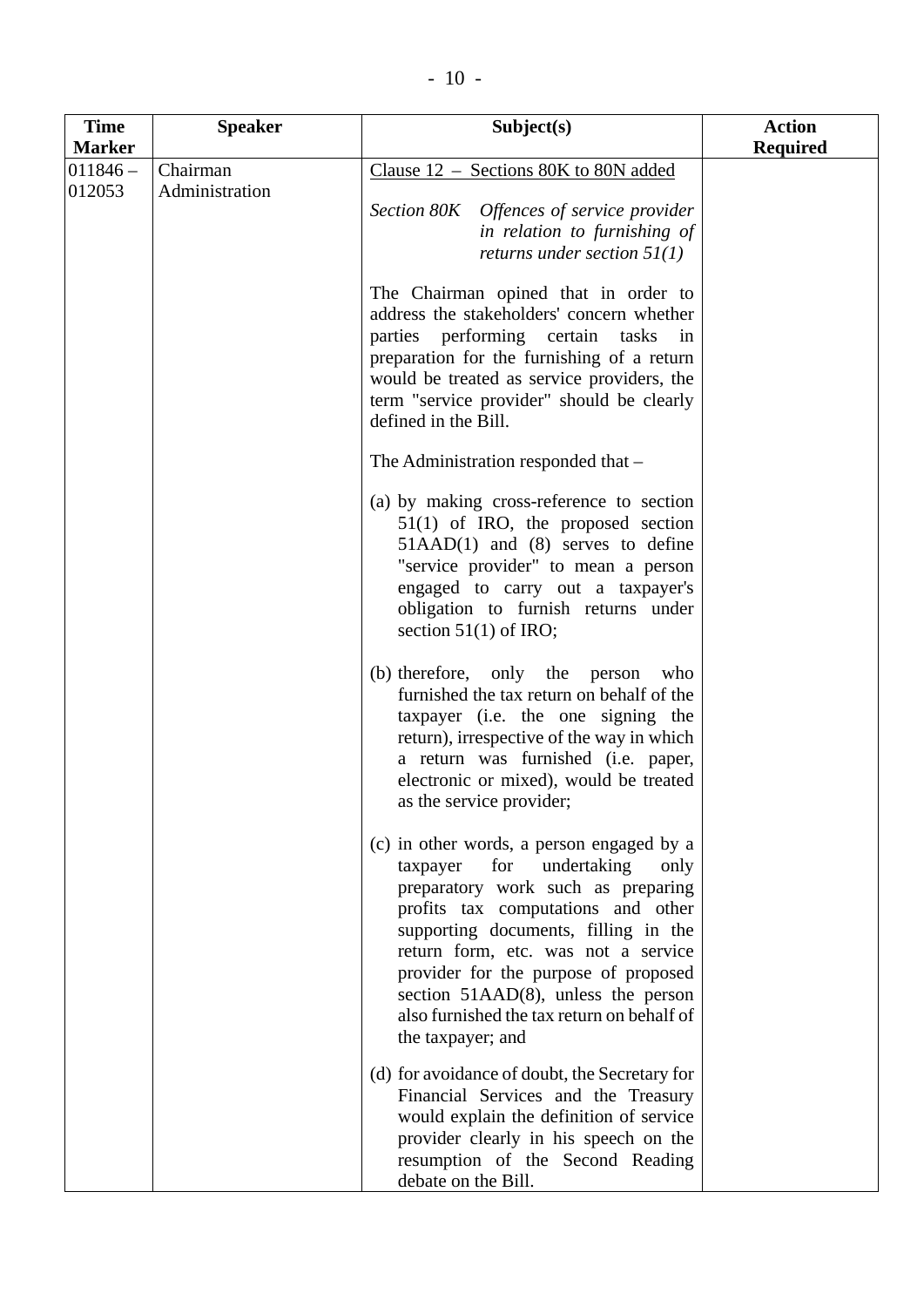| Time Marker | Speaker | Subject(s) | Action Required |
|---|---|---|---|
| 011846 – 012053 | Chairman<br>Administration | Clause 12 – Sections 80K to 80N added<br><br>*Section 80K Offences of service provider in relation to furnishing of returns under section 51(1)*<br><br>The Chairman opined that in order to address the stakeholders' concern whether parties performing certain tasks in preparation for the furnishing of a return would be treated as service providers, the term "service provider" should be clearly defined in the Bill.<br><br>The Administration responded that –<br><br>(a) by making cross-reference to section 51(1) of IRO, the proposed section 51AAD(1) and (8) serves to define "service provider" to mean a person engaged to carry out a taxpayer's obligation to furnish returns under section 51(1) of IRO;<br><br>(b) therefore, only the person who furnished the tax return on behalf of the taxpayer (i.e. the one signing the return), irrespective of the way in which a return was furnished (i.e. paper, electronic or mixed), would be treated as the service provider;<br><br>(c) in other words, a person engaged by a taxpayer for undertaking only preparatory work such as preparing profits tax computations and other supporting documents, filling in the return form, etc. was not a service provider for the purpose of proposed section 51AAD(8), unless the person also furnished the tax return on behalf of the taxpayer; and<br><br>(d) for avoidance of doubt, the Secretary for Financial Services and the Treasury would explain the definition of service provider clearly in his speech on the resumption of the Second Reading debate on the Bill. | |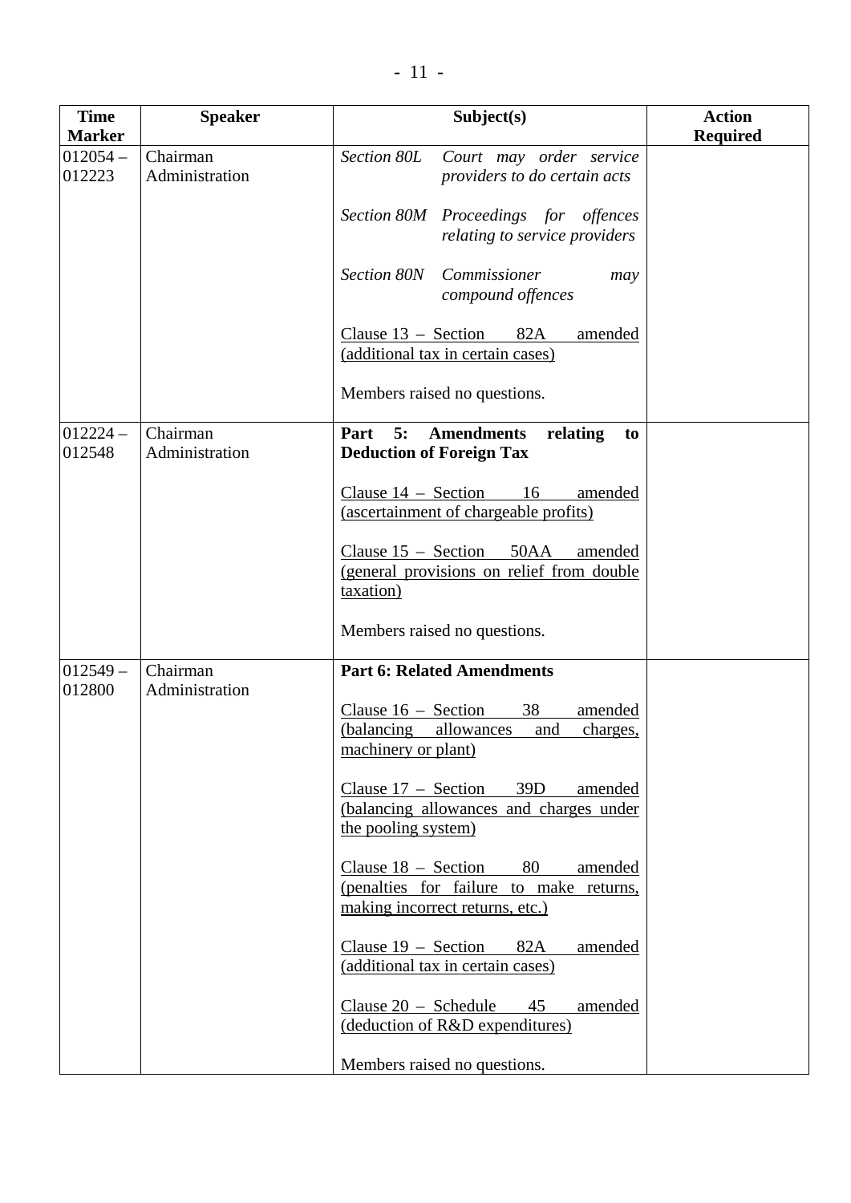| Time Marker | Speaker | Subject(s) | Action Required |
|---|---|---|---|
| 012054 – 012223 | Chairman<br>Administration | *Section 80L Court may order service providers to do certain acts*<br><br>*Section 80M Proceedings for offences relating to service providers*<br><br>*Section 80N Commissioner may compound offences*<br><br><u>Clause 13 – Section 82A amended (additional tax in certain cases)</u><br><br>Members raised no questions. | |
| 012224 – 012548 | Chairman<br>Administration | **Part 5: Amendments relating to Deduction of Foreign Tax**<br><br><u>Clause 14 – Section 16 amended (ascertainment of chargeable profits)</u><br><br><u>Clause 15 – Section 50AA amended (general provisions on relief from double taxation)</u><br><br>Members raised no questions. | |
| 012549 – 012800 | Chairman<br>Administration | **Part 6: Related Amendments**<br><br><u>Clause 16 – Section 38 amended (balancing allowances and charges, machinery or plant)</u><br><br><u>Clause 17 – Section 39D amended (balancing allowances and charges under the pooling system)</u><br><br><u>Clause 18 – Section 80 amended (penalties for failure to make returns, making incorrect returns, etc.)</u><br><br><u>Clause 19 – Section 82A amended (additional tax in certain cases)</u><br><br><u>Clause 20 – Schedule 45 amended (deduction of R&D expenditures)</u><br><br>Members raised no questions. | |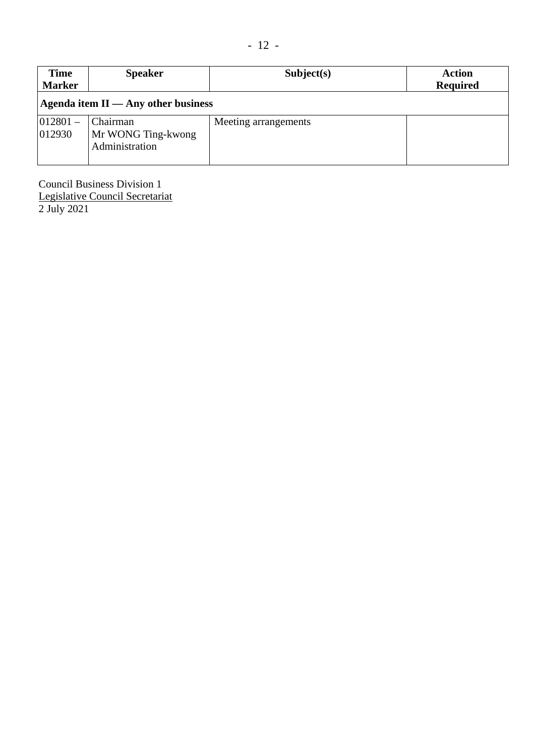| Time Marker | Speaker | Subject(s) | Action Required |
|---|---|---|---|
| **Agenda item II — Any other business** | | | |
| 012801 – 012930 | Chairman<br>Mr WONG Ting-kwong<br>Administration | Meeting arrangements | |

Council Business Division 1
Legislative Council Secretariat
2 July 2021